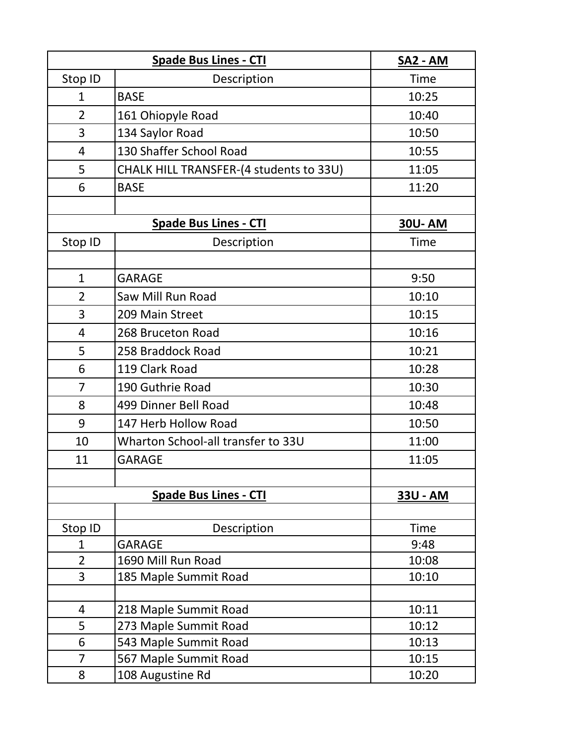| Spade Bus Lines - CTI | | SA2 - AM |
|---|---|---|
| Stop ID | Description | Time |
| 1 | BASE | 10:25 |
| 2 | 161 Ohiopyle Road | 10:40 |
| 3 | 134 Saylor Road | 10:50 |
| 4 | 130 Shaffer School Road | 10:55 |
| 5 | CHALK HILL TRANSFER-(4 students to 33U) | 11:05 |
| 6 | BASE | 11:20 |

| Spade Bus Lines - CTI | | 30U- AM |
|---|---|---|
| Stop ID | Description | Time |
| | | |
| 1 | GARAGE | 9:50 |
| 2 | Saw Mill Run Road | 10:10 |
| 3 | 209 Main Street | 10:15 |
| 4 | 268 Bruceton Road | 10:16 |
| 5 | 258 Braddock Road | 10:21 |
| 6 | 119 Clark Road | 10:28 |
| 7 | 190 Guthrie Road | 10:30 |
| 8 | 499 Dinner Bell Road | 10:48 |
| 9 | 147 Herb Hollow Road | 10:50 |
| 10 | Wharton School-all transfer to 33U | 11:00 |
| 11 | GARAGE | 11:05 |

| Spade Bus Lines - CTI | | 33U - AM |
|---|---|---|
| | | |
| Stop ID | Description | Time |
| 1 | GARAGE | 9:48 |
| 2 | 1690 Mill Run Road | 10:08 |
| 3 | 185 Maple Summit Road | 10:10 |
| | | |
| 4 | 218 Maple Summit Road | 10:11 |
| 5 | 273 Maple Summit Road | 10:12 |
| 6 | 543 Maple Summit Road | 10:13 |
| 7 | 567 Maple Summit Road | 10:15 |
| 8 | 108 Augustine Rd | 10:20 |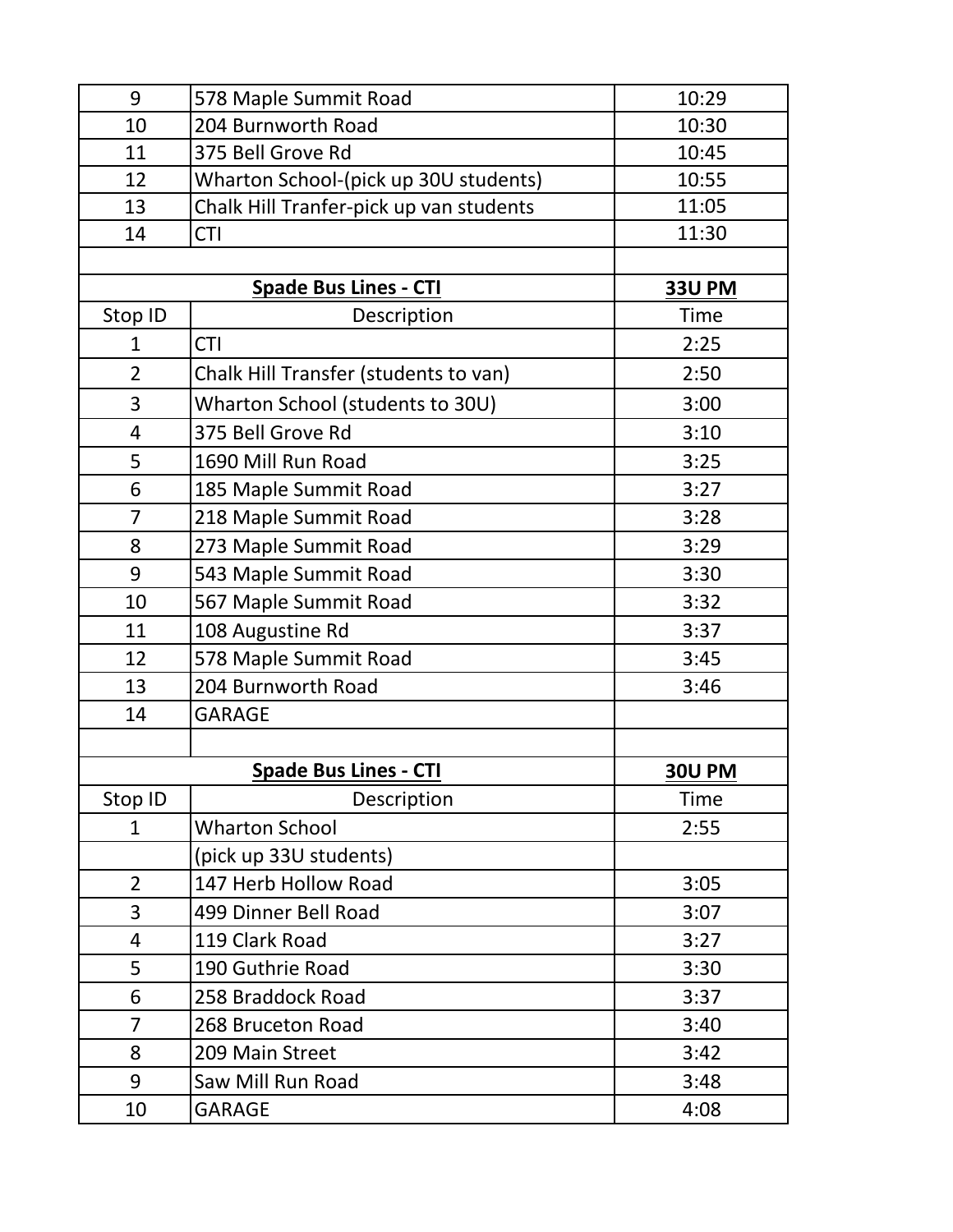| 9 | 578 Maple Summit Road | 10:29 |
|---|---|---|
| 10 | 204 Burnworth Road | 10:30 |
| 11 | 375 Bell Grove Rd | 10:45 |
| 12 | Wharton School-(pick up 30U students) | 10:55 |
| 13 | Chalk Hill Tranfer-pick up van students | 11:05 |
| 14 | CTI | 11:30 |

| **Spade Bus Lines - CTI** | | **33U PM** |
|---|---|---|
| Stop ID | Description | Time |
| 1 | CTI | 2:25 |
| 2 | Chalk Hill Transfer (students to van) | 2:50 |
| 3 | Wharton School (students to 30U) | 3:00 |
| 4 | 375 Bell Grove Rd | 3:10 |
| 5 | 1690 Mill Run Road | 3:25 |
| 6 | 185 Maple Summit Road | 3:27 |
| 7 | 218 Maple Summit Road | 3:28 |
| 8 | 273 Maple Summit Road | 3:29 |
| 9 | 543 Maple Summit Road | 3:30 |
| 10 | 567 Maple Summit Road | 3:32 |
| 11 | 108 Augustine Rd | 3:37 |
| 12 | 578 Maple Summit Road | 3:45 |
| 13 | 204 Burnworth Road | 3:46 |
| 14 | GARAGE | |

| **Spade Bus Lines - CTI** | | **30U PM** |
|---|---|---|
| Stop ID | Description | Time |
| 1 | Wharton School | 2:55 |
| | (pick up 33U students) | |
| 2 | 147 Herb Hollow Road | 3:05 |
| 3 | 499 Dinner Bell Road | 3:07 |
| 4 | 119 Clark Road | 3:27 |
| 5 | 190 Guthrie Road | 3:30 |
| 6 | 258 Braddock Road | 3:37 |
| 7 | 268 Bruceton Road | 3:40 |
| 8 | 209 Main Street | 3:42 |
| 9 | Saw Mill Run Road | 3:48 |
| 10 | GARAGE | 4:08 |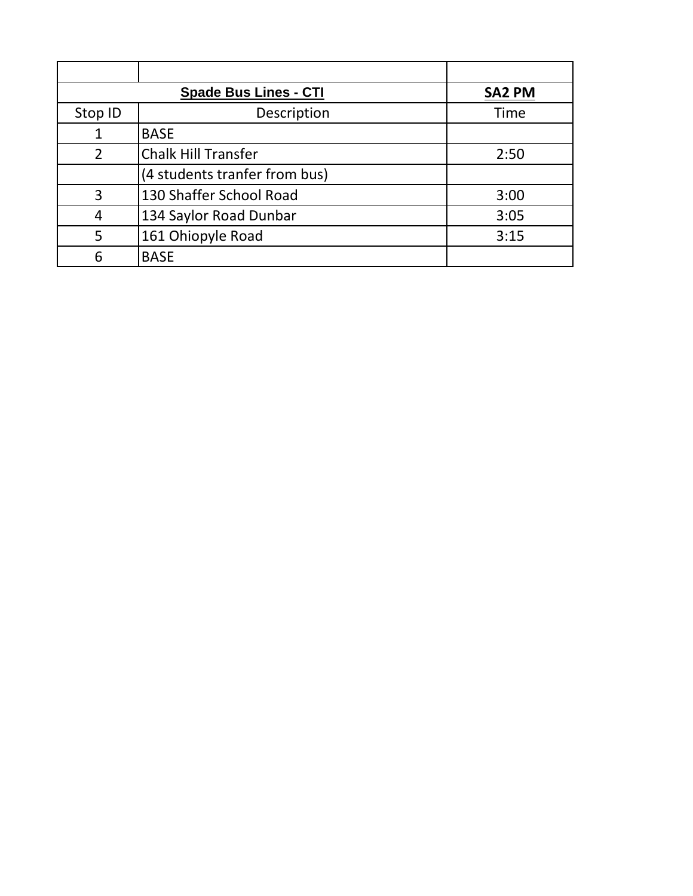| | | |
|---|---|---|
| **Spade Bus Lines - CTI** | | **SA2 PM** |
| Stop ID | Description | Time |
| 1 | BASE | |
| 2 | Chalk Hill Transfer | 2:50 |
| | (4 students tranfer from bus) | |
| 3 | 130 Shaffer School Road | 3:00 |
| 4 | 134 Saylor Road Dunbar | 3:05 |
| 5 | 161 Ohiopyle Road | 3:15 |
| 6 | BASE | |